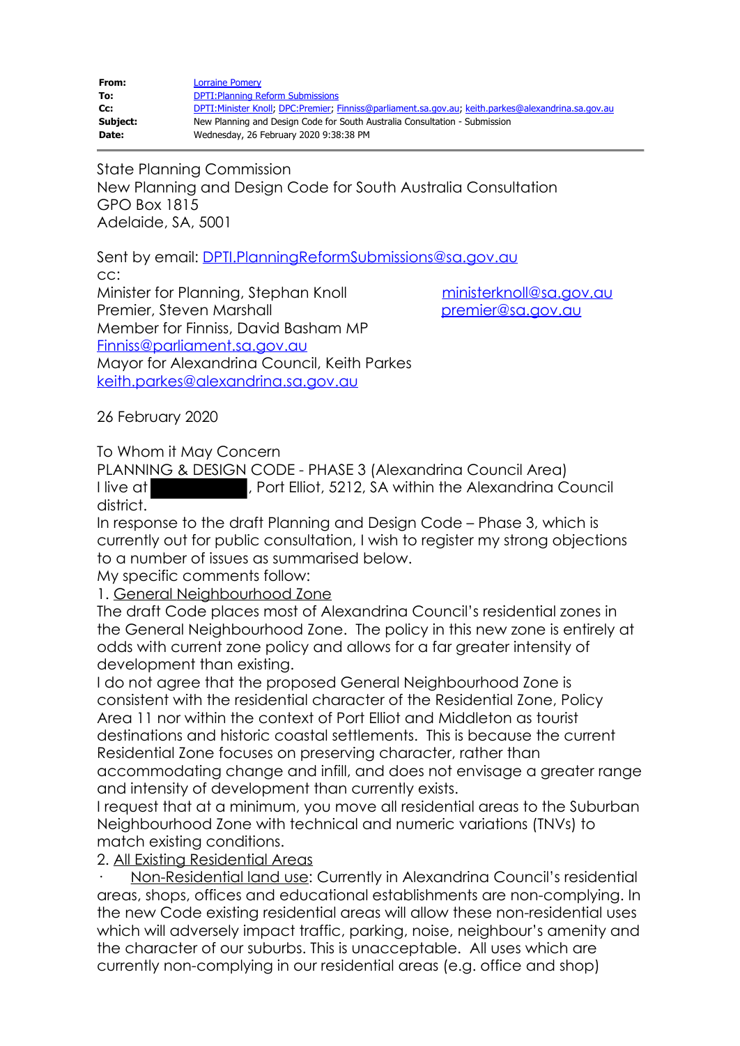| | |
|---|---|
| **From:** | Lorraine Pomery |
| **To:** | DPTI:Planning Reform Submissions |
| **Cc:** | DPTI:Minister Knoll; DPC:Premier; Finniss@parliament.sa.gov.au; keith.parkes@alexandrina.sa.gov.au |
| **Subject:** | New Planning and Design Code for South Australia Consultation - Submission |
| **Date:** | Wednesday, 26 February 2020 9:38:38 PM |

State Planning Commission
New Planning and Design Code for South Australia Consultation
GPO Box 1815
Adelaide, SA, 5001

Sent by email: DPTI.PlanningReformSubmissions@sa.gov.au
cc:
Minister for Planning, Stephan Knoll ministerknoll@sa.gov.au
Premier, Steven Marshall premier@sa.gov.au
Member for Finniss, David Basham MP
Finniss@parliament.sa.gov.au
Mayor for Alexandrina Council, Keith Parkes
keith.parkes@alexandrina.sa.gov.au

26 February 2020

To Whom it May Concern
PLANNING & DESIGN CODE - PHASE 3 (Alexandrina Council Area)
I live at [redacted], Port Elliot, 5212, SA within the Alexandrina Council district.
In response to the draft Planning and Design Code – Phase 3, which is currently out for public consultation, I wish to register my strong objections to a number of issues as summarised below.
My specific comments follow:

1. General Neighbourhood Zone

The draft Code places most of Alexandrina Council's residential zones in the General Neighbourhood Zone. The policy in this new zone is entirely at odds with current zone policy and allows for a far greater intensity of development than existing.
I do not agree that the proposed General Neighbourhood Zone is consistent with the residential character of the Residential Zone, Policy Area 11 nor within the context of Port Elliot and Middleton as tourist destinations and historic coastal settlements. This is because the current Residential Zone focuses on preserving character, rather than accommodating change and infill, and does not envisage a greater range and intensity of development than currently exists.
I request that at a minimum, you move all residential areas to the Suburban Neighbourhood Zone with technical and numeric variations (TNVs) to match existing conditions.

2. All Existing Residential Areas

- Non-Residential land use: Currently in Alexandrina Council's residential areas, shops, offices and educational establishments are non-complying. In the new Code existing residential areas will allow these non-residential uses which will adversely impact traffic, parking, noise, neighbour's amenity and the character of our suburbs. This is unacceptable. All uses which are currently non-complying in our residential areas (e.g. office and shop)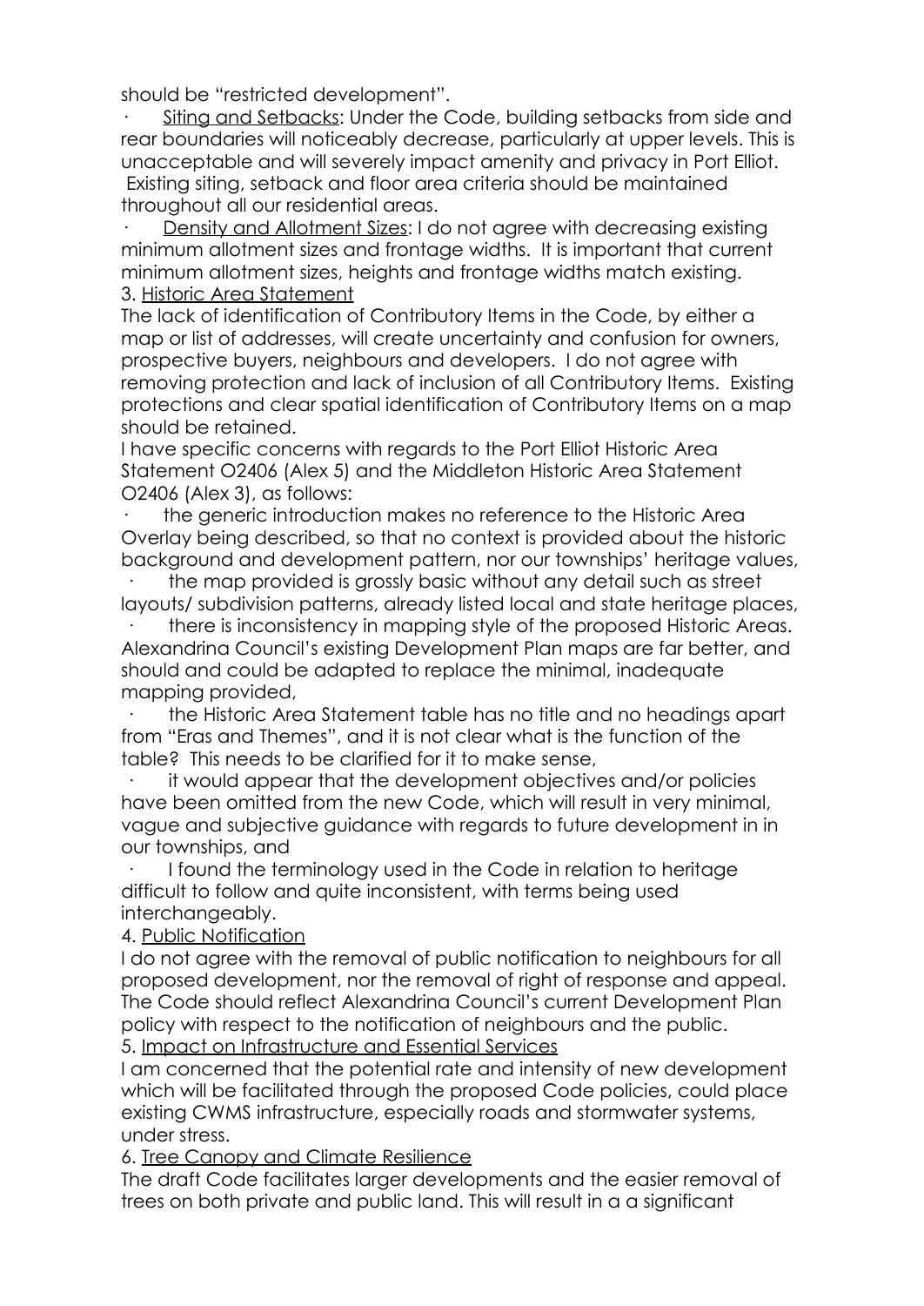should be “restricted development”.

- Siting and Setbacks: Under the Code, building setbacks from side and rear boundaries will noticeably decrease, particularly at upper levels. This is unacceptable and will severely impact amenity and privacy in Port Elliot. Existing siting, setback and floor area criteria should be maintained throughout all our residential areas.
- Density and Allotment Sizes: I do not agree with decreasing existing minimum allotment sizes and frontage widths. It is important that current minimum allotment sizes, heights and frontage widths match existing.

3. Historic Area Statement

The lack of identification of Contributory Items in the Code, by either a map or list of addresses, will create uncertainty and confusion for owners, prospective buyers, neighbours and developers. I do not agree with removing protection and lack of inclusion of all Contributory Items. Existing protections and clear spatial identification of Contributory Items on a map should be retained.

I have specific concerns with regards to the Port Elliot Historic Area Statement O2406 (Alex 5) and the Middleton Historic Area Statement O2406 (Alex 3), as follows:

- the generic introduction makes no reference to the Historic Area Overlay being described, so that no context is provided about the historic background and development pattern, nor our townships' heritage values,
- the map provided is grossly basic without any detail such as street layouts/ subdivision patterns, already listed local and state heritage places,
- there is inconsistency in mapping style of the proposed Historic Areas. Alexandrina Council's existing Development Plan maps are far better, and should and could be adapted to replace the minimal, inadequate mapping provided,
- the Historic Area Statement table has no title and no headings apart from “Eras and Themes”, and it is not clear what is the function of the table? This needs to be clarified for it to make sense,
- it would appear that the development objectives and/or policies have been omitted from the new Code, which will result in very minimal, vague and subjective guidance with regards to future development in in our townships, and
- I found the terminology used in the Code in relation to heritage difficult to follow and quite inconsistent, with terms being used interchangeably.

4. Public Notification

I do not agree with the removal of public notification to neighbours for all proposed development, nor the removal of right of response and appeal. The Code should reflect Alexandrina Council's current Development Plan policy with respect to the notification of neighbours and the public.

5. Impact on Infrastructure and Essential Services

I am concerned that the potential rate and intensity of new development which will be facilitated through the proposed Code policies, could place existing CWMS infrastructure, especially roads and stormwater systems, under stress.

6. Tree Canopy and Climate Resilience

The draft Code facilitates larger developments and the easier removal of trees on both private and public land. This will result in a a significant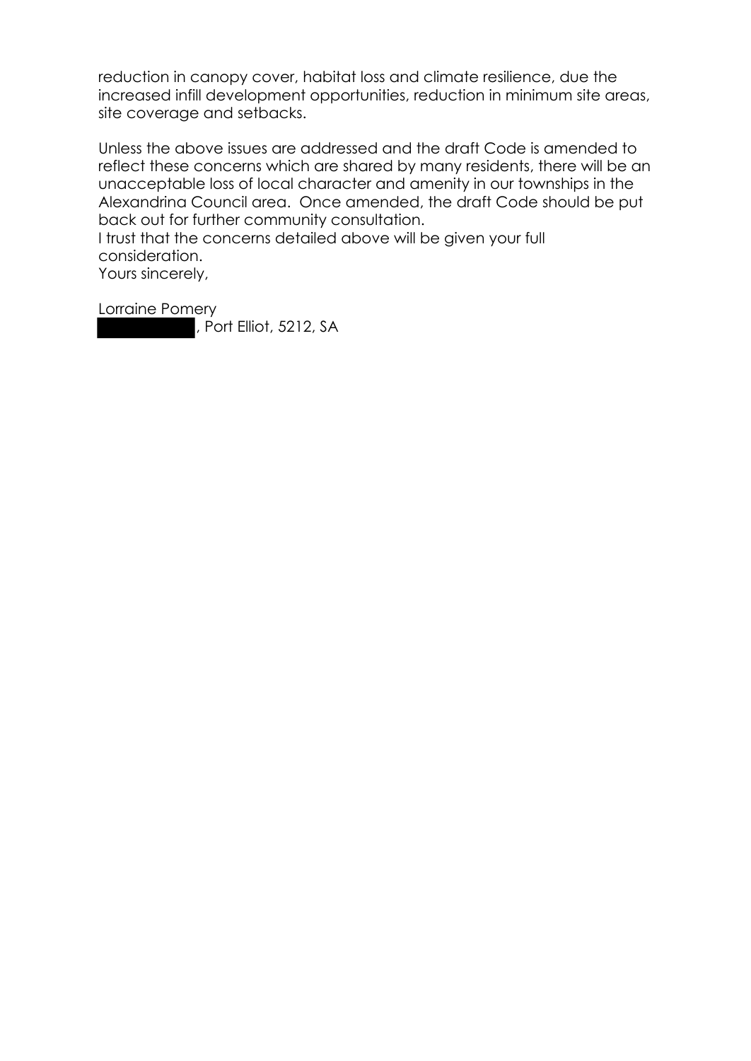reduction in canopy cover, habitat loss and climate resilience, due the increased infill development opportunities, reduction in minimum site areas, site coverage and setbacks.

Unless the above issues are addressed and the draft Code is amended to reflect these concerns which are shared by many residents, there will be an unacceptable loss of local character and amenity in our townships in the Alexandrina Council area. Once amended, the draft Code should be put back out for further community consultation.
I trust that the concerns detailed above will be given your full consideration.
Yours sincerely,

Lorraine Pomery
[REDACTED], Port Elliot, 5212, SA